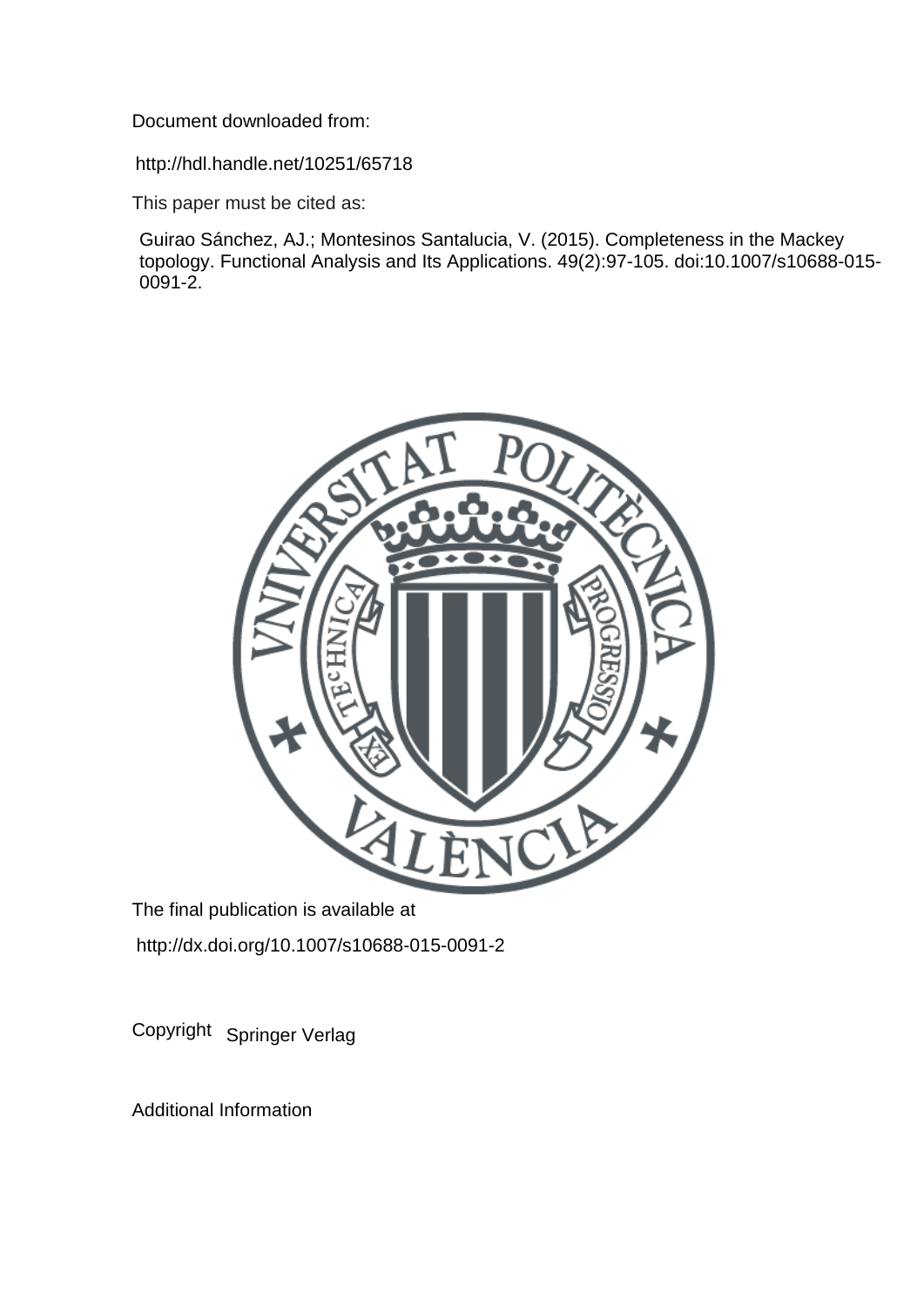Document downloaded from:

http://hdl.handle.net/10251/65718

This paper must be cited as:

Guirao Sánchez, AJ.; Montesinos Santalucia, V. (2015). Completeness in the Mackey topology. Functional Analysis and Its Applications. 49(2):97-105. doi:10.1007/s10688-015-0091-2.

The final publication is available at

http://dx.doi.org/10.1007/s10688-015-0091-2

Copyright Springer Verlag

Additional Information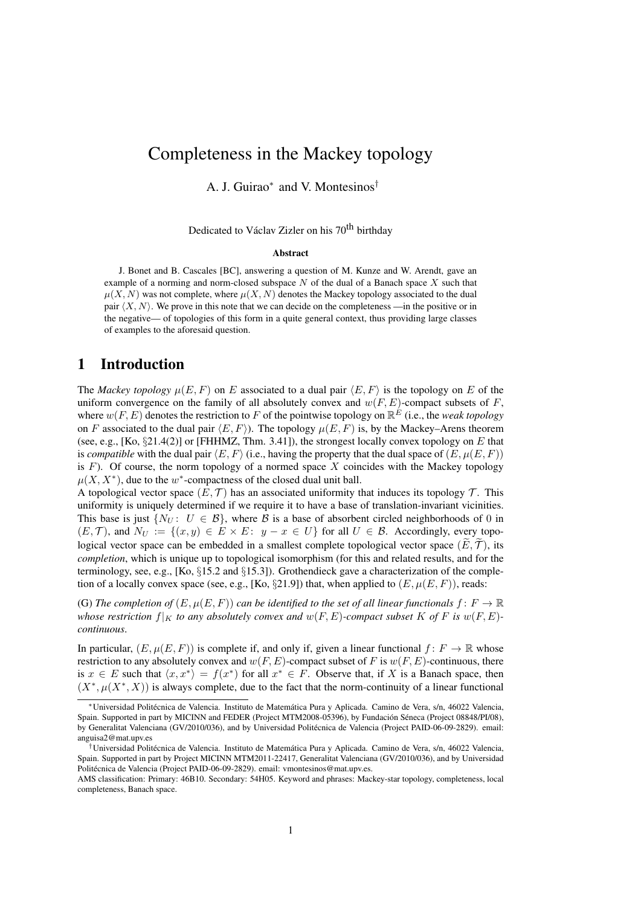# Completeness in the Mackey topology

A. J. Guirao[∗] and V. Montesinos[†]

Dedicated to Václav Zizler on his 70[th] birthday

### Abstract

J. Bonet and B. Cascales [BC], answering a question of M. Kunze and W. Arendt, gave an example of a norming and norm-closed subspace $N$ of the dual of a Banach space $X$ such that $\mu(X, N)$ was not complete, where $\mu(X, N)$ denotes the Mackey topology associated to the dual pair $\langle X, N\rangle$. We prove in this note that we can decide on the completeness —in the positive or in the negative— of topologies of this form in a quite general context, thus providing large classes of examples to the aforesaid question.

## 1 Introduction

The *Mackey topology* $\mu(E, F)$ on $E$ associated to a dual pair $\langle E, F\rangle$ is the topology on $E$ of the uniform convergence on the family of all absolutely convex and $w(F, E)$-compact subsets of $F$, where $w(F, E)$ denotes the restriction to $F$ of the pointwise topology on $\mathbb{R}^E$ (i.e., the *weak topology* on $F$ associated to the dual pair $\langle E, F\rangle$). The topology $\mu(E, F)$ is, by the Mackey–Arens theorem (see, e.g., [Ko, §21.4(2)] or [FHHMZ, Thm. 3.41]), the strongest locally convex topology on $E$ that is *compatible* with the dual pair $\langle E, F\rangle$ (i.e., having the property that the dual space of $(E, \mu(E, F))$ is $F$). Of course, the norm topology of a normed space $X$ coincides with the Mackey topology $\mu(X, X^*)$, due to the $w^*$-compactness of the closed dual unit ball.

A topological vector space $(E, \mathcal{T})$ has an associated uniformity that induces its topology $\mathcal{T}$. This uniformity is uniquely determined if we require it to have a base of translation-invariant vicinities. This base is just $\{N_U\colon\ U \in \mathcal{B}\}$, where $\mathcal{B}$ is a base of absorbent circled neighborhoods of $0$ in $(E, \mathcal{T})$, and $N_U := \{(x, y) \in E \times E\colon\ y - x \in U\}$ for all $U \in \mathcal{B}$. Accordingly, every topological vector space can be embedded in a smallest complete topological vector space $(\widetilde{E}, \widetilde{\mathcal{T}})$, its *completion*, which is unique up to topological isomorphism (for this and related results, and for the terminology, see, e.g., [Ko, §15.2 and §15.3]). Grothendieck gave a characterization of the completion of a locally convex space (see, e.g., [Ko, §21.9]) that, when applied to $(E, \mu(E, F))$, reads:

(G) *The completion of $(E, \mu(E, F))$ can be identified to the set of all linear functionals $f\colon F \to \mathbb{R}$ whose restriction $f|_K$ to any absolutely convex and $w(F, E)$-compact subset $K$ of $F$ is $w(F, E)$-continuous.*

In particular, $(E, \mu(E, F))$ is complete if, and only if, given a linear functional $f\colon F \to \mathbb{R}$ whose restriction to any absolutely convex and $w(F, E)$-compact subset of $F$ is $w(F, E)$-continuous, there is $x \in E$ such that $\langle x, x^*\rangle = f(x^*)$ for all $x^* \in F$. Observe that, if $X$ is a Banach space, then $(X^*, \mu(X^*, X))$ is always complete, due to the fact that the norm-continuity of a linear functional

---

[∗] Universidad Politécnica de Valencia. Instituto de Matemática Pura y Aplicada. Camino de Vera, s/n, 46022 Valencia, Spain. Supported in part by MICINN and FEDER (Project MTM2008-05396), by Fundación Séneca (Project 08848/PI/08), by Generalitat Valenciana (GV/2010/036), and by Universidad Politécnica de Valencia (Project PAID-06-09-2829). email: anguisa2@mat.upv.es

[†] Universidad Politécnica de Valencia. Instituto de Matemática Pura y Aplicada. Camino de Vera, s/n, 46022 Valencia, Spain. Supported in part by Project MICINN MTM2011-22417, Generalitat Valenciana (GV/2010/036), and by Universidad Politécnica de Valencia (Project PAID-06-09-2829). email: vmontesinos@mat.upv.es.

AMS classification: Primary: 46B10. Secondary: 54H05. Keyword and phrases: Mackey-star topology, completeness, local completeness, Banach space.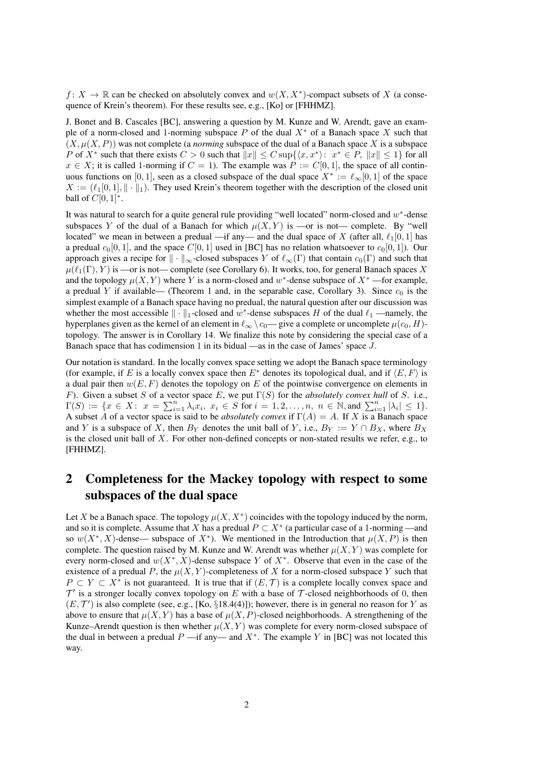$f\colon X \to \mathbb{R}$ can be checked on absolutely convex and $w(X, X^*)$-compact subsets of $X$ (a consequence of Krein's theorem). For these results see, e.g., [Ko] or [FHHMZ].

J. Bonet and B. Cascales [BC], answering a question by M. Kunze and W. Arendt, gave an example of a norm-closed and 1-norming subspace $P$ of the dual $X^*$ of a Banach space $X$ such that $(X, \mu(X, P))$ was not complete (a *norming* subspace of the dual of a Banach space $X$ is a subspace $P$ of $X^*$ such that there exists $C > 0$ such that $\|x\| \leq C \sup\{\langle x, x^*\rangle\colon\ x^* \in P,\ \|x\| \leq 1\}$ for all $x \in X$; it is called 1-norming if $C = 1$). The example was $P := C[0, 1]$, the space of all continuous functions on $[0, 1]$, seen as a closed subspace of the dual space $X^* := \ell_\infty[0, 1]$ of the space $X := (\ell_1[0, 1], \|\cdot\|_1)$. They used Krein's theorem together with the description of the closed unit ball of $C[0, 1]^*$.

It was natural to search for a quite general rule providing "well located" norm-closed and $w^*$-dense subspaces $Y$ of the dual of a Banach for which $\mu(X, Y)$ is —or is not— complete. By "well located" we mean in between a predual —if any— and the dual space of $X$ (after all, $\ell_1[0, 1]$ has a predual $c_0[0, 1]$, and the space $C[0, 1]$ used in [BC] has no relation whatsoever to $c_0[0, 1]$). Our approach gives a recipe for $\|\cdot\|_\infty$-closed subspaces $Y$ of $\ell_\infty(\Gamma)$ that contain $c_0(\Gamma)$ and such that $\mu(\ell_1(\Gamma), Y)$ is —or is not— complete (see Corollary 6). It works, too, for general Banach spaces $X$ and the topology $\mu(X, Y)$ where $Y$ is a norm-closed and $w^*$-dense subspace of $X^*$ —for example, a predual $Y$ if available— (Theorem 1 and, in the separable case, Corollary 3). Since $c_0$ is the simplest example of a Banach space having no predual, the natural question after our discussion was whether the most accessible $\|\cdot\|_1$-closed and $w^*$-dense subspaces $H$ of the dual $\ell_1$ —namely, the hyperplanes given as the kernel of an element in $\ell_\infty \setminus c_0$— give a complete or uncomplete $\mu(c_0, H)$-topology. The answer is in Corollary 14. We finalize this note by considering the special case of a Banach space that has codimension 1 in its bidual —as in the case of James' space $J$.

Our notation is standard. In the locally convex space setting we adopt the Banach space terminology (for example, if $E$ is a locally convex space then $E^*$ denotes its topological dual, and if $\langle E, F\rangle$ is a dual pair then $w(E, F)$ denotes the topology on $E$ of the pointwise convergence on elements in $F$). Given a subset $S$ of a vector space $E$, we put $\Gamma(S)$ for the *absolutely convex hull* of $S$. i.e., $\Gamma(S) := \{x \in X\colon\ x = \sum_{i=1}^n \lambda_i x_i,\ x_i \in S \text{ for } i = 1, 2, \ldots, n,\ n \in \mathbb{N}, \text{and } \sum_{i=1}^n |\lambda_i| \leq 1\}$. A subset $A$ of a vector space is said to be *absolutely convex* if $\Gamma(A) = A$. If $X$ is a Banach space and $Y$ is a subspace of $X$, then $B_Y$ denotes the unit ball of $Y$, i.e., $B_Y := Y \cap B_X$, where $B_X$ is the closed unit ball of $X$. For other non-defined concepts or non-stated results we refer, e.g., to [FHHMZ].

## 2 Completeness for the Mackey topology with respect to some subspaces of the dual space

Let $X$ be a Banach space. The topology $\mu(X, X^*)$ coincides with the topology induced by the norm, and so it is complete. Assume that $X$ has a predual $P \subset X^*$ (a particular case of a 1-norming —and so $w(X^*, X)$-dense— subspace of $X^*$). We mentioned in the Introduction that $\mu(X, P)$ is then complete. The question raised by M. Kunze and W. Arendt was whether $\mu(X, Y)$ was complete for every norm-closed and $w(X^*, X)$-dense subspace $Y$ of $X^*$. Observe that even in the case of the existence of a predual $P$, the $\mu(X, Y)$-completeness of $X$ for a norm-closed subspace $Y$ such that $P \subset Y \subset X^*$ is not guaranteed. It is true that if $(E, \mathcal{T})$ is a complete locally convex space and $\mathcal{T}'$ is a stronger locally convex topology on $E$ with a base of $\mathcal{T}$-closed neighborhoods of 0, then $(E, \mathcal{T}')$ is also complete (see, e.g., [Ko, §18.4(4)]); however, there is in general no reason for $Y$ as above to ensure that $\mu(X, Y)$ has a base of $\mu(X, P)$-closed neighborhoods. A strengthening of the Kunze–Arendt question is then whether $\mu(X, Y)$ was complete for every norm-closed subspace of the dual in between a predual $P$ —if any— and $X^*$. The example $Y$ in [BC] was not located this way.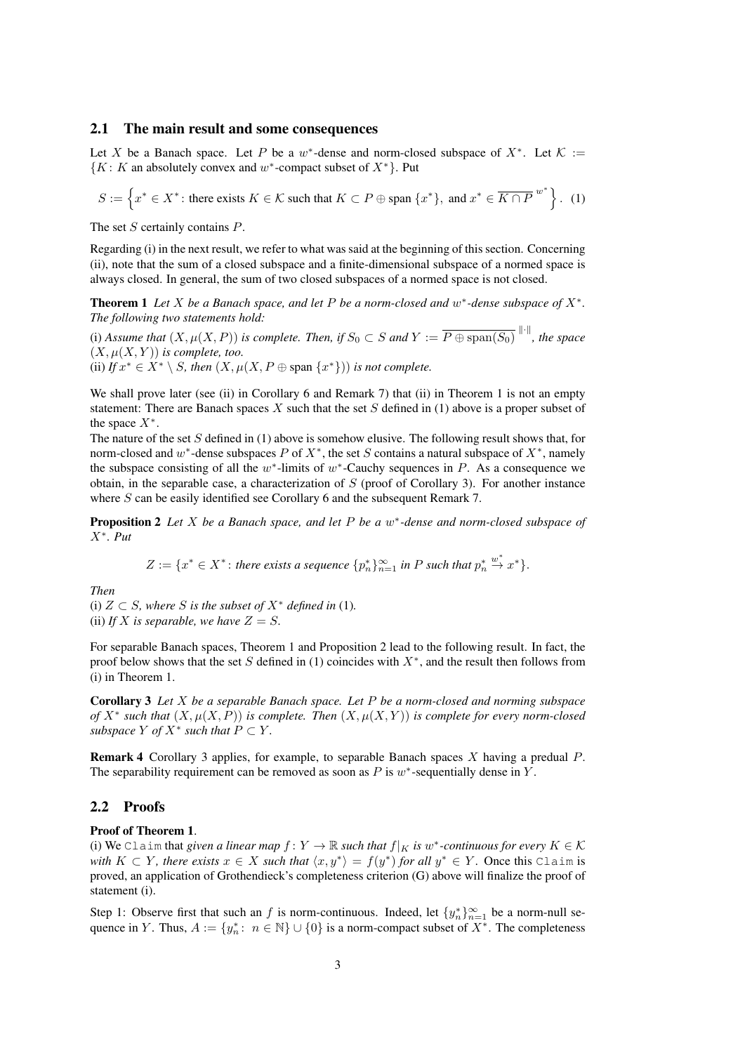## 2.1 The main result and some consequences

Let $X$ be a Banach space. Let $P$ be a $w^*$-dense and norm-closed subspace of $X^*$. Let $\mathcal{K} := \{K\colon K$ an absolutely convex and $w^*$-compact subset of $X^*\}$. Put

$$S := \left\{x^* \in X^* \colon \text{there exists } K \in \mathcal{K} \text{ such that } K \subset P \oplus \text{span}\,\{x^*\}, \text{ and } x^* \in \overline{K \cap P}^{\,w^*}\right\}. \quad (1)$$

The set $S$ certainly contains $P$.

Regarding (i) in the next result, we refer to what was said at the beginning of this section. Concerning (ii), note that the sum of a closed subspace and a finite-dimensional subspace of a normed space is always closed. In general, the sum of two closed subspaces of a normed space is not closed.

**Theorem 1** *Let $X$ be a Banach space, and let $P$ be a norm-closed and $w^*$-dense subspace of $X^*$. The following two statements hold:*
(i) *Assume that $(X, \mu(X, P))$ is complete. Then, if $S_0 \subset S$ and $Y := \overline{P \oplus \text{span}(S_0)}^{\,\|\cdot\|}$, the space $(X, \mu(X, Y))$ is complete, too.*
(ii) *If $x^* \in X^* \setminus S$, then $(X, \mu(X, P \oplus \text{span}\,\{x^*\}))$ is not complete.*

We shall prove later (see (ii) in Corollary 6 and Remark 7) that (ii) in Theorem 1 is not an empty statement: There are Banach spaces $X$ such that the set $S$ defined in (1) above is a proper subset of the space $X^*$.

The nature of the set $S$ defined in (1) above is somehow elusive. The following result shows that, for norm-closed and $w^*$-dense subspaces $P$ of $X^*$, the set $S$ contains a natural subspace of $X^*$, namely the subspace consisting of all the $w^*$-limits of $w^*$-Cauchy sequences in $P$. As a consequence we obtain, in the separable case, a characterization of $S$ (proof of Corollary 3). For another instance where $S$ can be easily identified see Corollary 6 and the subsequent Remark 7.

**Proposition 2** *Let $X$ be a Banach space, and let $P$ be a $w^*$-dense and norm-closed subspace of $X^*$. Put*

$$Z := \{x^* \in X^* \colon \text{there exists a sequence } \{p_n^*\}_{n=1}^{\infty} \text{ in } P \text{ such that } p_n^* \stackrel{w^*}{\to} x^*\}.$$

*Then*
(i) *$Z \subset S$, where $S$ is the subset of $X^*$ defined in* (1).
(ii) *If $X$ is separable, we have $Z = S$.*

For separable Banach spaces, Theorem 1 and Proposition 2 lead to the following result. In fact, the proof below shows that the set $S$ defined in (1) coincides with $X^*$, and the result then follows from (i) in Theorem 1.

**Corollary 3** *Let $X$ be a separable Banach space. Let $P$ be a norm-closed and norming subspace of $X^*$ such that $(X, \mu(X, P))$ is complete. Then $(X, \mu(X, Y))$ is complete for every norm-closed subspace $Y$ of $X^*$ such that $P \subset Y$.*

**Remark 4** Corollary 3 applies, for example, to separable Banach spaces $X$ having a predual $P$. The separability requirement can be removed as soon as $P$ is $w^*$-sequentially dense in $Y$.

## 2.2 Proofs

**Proof of Theorem 1**.
(i) We `Claim` that *given a linear map $f\colon Y \to \mathbb{R}$ such that $f|_K$ is $w^*$-continuous for every $K \in \mathcal{K}$ with $K \subset Y$, there exists $x \in X$ such that $\langle x, y^*\rangle = f(y^*)$ for all $y^* \in Y$.* Once this `Claim` is proved, an application of Grothendieck's completeness criterion (G) above will finalize the proof of statement (i).

Step 1: Observe first that such an $f$ is norm-continuous. Indeed, let $\{y_n^*\}_{n=1}^{\infty}$ be a norm-null sequence in $Y$. Thus, $A := \{y_n^*\colon n \in \mathbb{N}\} \cup \{0\}$ is a norm-compact subset of $X^*$. The completeness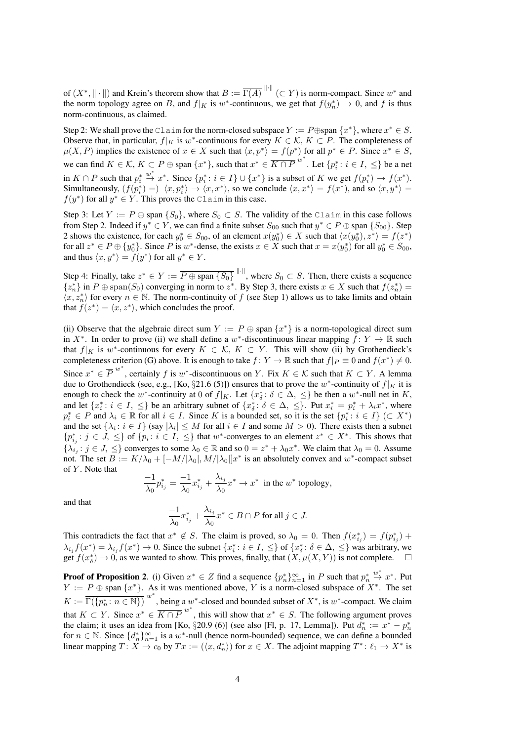of $(X^*, \|\cdot\|)$ and Krein's theorem show that $B := \overline{\Gamma(A)}^{\|\cdot\|}$ ($\subset Y$) is norm-compact. Since $w^*$ and the norm topology agree on $B$, and $f|_K$ is $w^*$-continuous, we get that $f(y_n^*) \to 0$, and $f$ is thus norm-continuous, as claimed.

Step 2: We shall prove the `Claim` for the norm-closed subspace $Y := P \oplus \text{span}\{x^*\}$, where $x^* \in S$. Observe that, in particular, $f|_K$ is $w^*$-continuous for every $K \in \mathcal{K}$, $K \subset P$. The completeness of $\mu(X, P)$ implies the existence of $x \in X$ such that $\langle x, p^* \rangle = f(p^*)$ for all $p^* \in P$. Since $x^* \in S$, we can find $K \in \mathcal{K}$, $K \subset P \oplus \text{span}\{x^*\}$, such that $x^* \in \overline{K \cap P}^{w^*}$. Let $\{p_i^* \colon i \in I, \leq\}$ be a net in $K \cap P$ such that $p_i^* \overset{w^*}{\to} x^*$. Since $\{p_i^* \colon i \in I\} \cup \{x^*\}$ is a subset of $K$ we get $f(p_i^*) \to f(x^*)$. Simultaneously, $(f(p_i^*) =)\ \langle x, p_i^* \rangle \to \langle x, x^* \rangle$, so we conclude $\langle x, x^* \rangle = f(x^*)$, and so $\langle x, y^* \rangle = f(y^*)$ for all $y^* \in Y$. This proves the `Claim` in this case.

Step 3: Let $Y := P \oplus \text{span}\{S_0\}$, where $S_0 \subset S$. The validity of the `Claim` in this case follows from Step 2. Indeed if $y^* \in Y$, we can find a finite subset $S_{00}$ such that $y^* \in P \oplus \text{span}\{S_{00}\}$. Step 2 shows the existence, for each $y_0^* \in S_{00}$, of an element $x(y_0^*) \in X$ such that $\langle x(y_0^*), z^* \rangle = f(z^*)$ for all $z^* \in P \oplus \{y_0^*\}$. Since $P$ is $w^*$-dense, the exists $x \in X$ such that $x = x(y_0^*)$ for all $y_0^* \in S_{00}$, and thus $\langle x, y^* \rangle = f(y^*)$ for all $y^* \in Y$.

Step 4: Finally, take $z^* \in Y := \overline{P \oplus \text{span}\{S_0\}}^{\|\cdot\|}$, where $S_0 \subset S$. Then, there exists a sequence $\{z_n^*\}$ in $P \oplus \text{span}(S_0)$ converging in norm to $z^*$. By Step 3, there exists $x \in X$ such that $f(z_n^*) = \langle x, z_n^* \rangle$ for every $n \in \mathbb{N}$. The norm-continuity of $f$ (see Step 1) allows us to take limits and obtain that $f(z^*) = \langle x, z^* \rangle$, which concludes the proof.

(ii) Observe that the algebraic direct sum $Y := P \oplus \text{span}\{x^*\}$ is a norm-topological direct sum in $X^*$. In order to prove (ii) we shall define a $w^*$-discontinuous linear mapping $f\colon Y \to \mathbb{R}$ such that $f|_K$ is $w^*$-continuous for every $K \in \mathcal{K}$, $K \subset Y$. This will show (ii) by Grothendieck's completeness criterion (G) above. It is enough to take $f\colon Y \to \mathbb{R}$ such that $f|_P \equiv 0$ and $f(x^*) \neq 0$. Since $x^* \in \overline{P}^{w^*}$, certainly $f$ is $w^*$-discontinuous on $Y$. Fix $K \in \mathcal{K}$ such that $K \subset Y$. A lemma due to Grothendieck (see, e.g., [Ko, §21.6 (5)]) ensures that to prove the $w^*$-continuity of $f|_K$ it is enough to check the $w^*$-continuity at 0 of $f|_K$. Let $\{x_\delta^* \colon \delta \in \Delta, \leq\}$ be then a $w^*$-null net in $K$, and let $\{x_i^* \colon i \in I, \leq\}$ be an arbitrary subnet of $\{x_\delta^* \colon \delta \in \Delta, \leq\}$. Put $x_i^* = p_i^* + \lambda_i x^*$, where $p_i^* \in P$ and $\lambda_i \in \mathbb{R}$ for all $i \in I$. Since $K$ is a bounded set, so it is the set $\{p_i^* \colon i \in I\}$ ($\subset X^*$) and the set $\{\lambda_i \colon i \in I\}$ (say $|\lambda_i| \leq M$ for all $i \in I$ and some $M > 0$). There exists then a subnet $\{p_{i_j}^* \colon j \in J, \leq\}$ of $\{p_i \colon i \in I, \leq\}$ that $w^*$-converges to an element $z^* \in X^*$. This shows that $\{\lambda_{i_j} \colon j \in J, \leq\}$ converges to some $\lambda_0 \in \mathbb{R}$ and so $0 = z^* + \lambda_0 x^*$. We claim that $\lambda_0 = 0$. Assume not. The set $B := K/\lambda_0 + [-M/|\lambda_0|, M/|\lambda_0|]x^*$ is an absolutely convex and $w^*$-compact subset of $Y$. Note that

$$\frac{-1}{\lambda_0} p_{i_j}^* = \frac{-1}{\lambda_0} x_{i_j}^* + \frac{\lambda_{i_j}}{\lambda_0} x^* \to x^* \text{ in the } w^* \text{ topology,}$$

and that

$$\frac{-1}{\lambda_0} x_{i_j}^* + \frac{\lambda_{i_j}}{\lambda_0} x^* \in B \cap P \text{ for all } j \in J.$$

This contradicts the fact that $x^* \notin S$. The claim is proved, so $\lambda_0 = 0$. Then $f(x_{i_j}^*) = f(p_{i_j}^*) + \lambda_{i_j} f(x^*) = \lambda_{i_j} f(x^*) \to 0$. Since the subnet $\{x_i^* \colon i \in I, \leq\}$ of $\{x_\delta^* \colon \delta \in \Delta, \leq\}$ was arbitrary, we get $f(x_\delta^*) \to 0$, as we wanted to show. This proves, finally, that $(X, \mu(X, Y))$ is not complete. $\square$

**Proof of Proposition 2**. (i) Given $x^* \in Z$ find a sequence $\{p_n^*\}_{n=1}^\infty$ in $P$ such that $p_n^* \overset{w^*}{\to} x^*$. Put $Y := P \oplus \text{span}\{x^*\}$. As it was mentioned above, $Y$ is a norm-closed subspace of $X^*$. The set $K := \overline{\Gamma(\{p_n^* \colon n \in \mathbb{N}\})}^{w^*}$, being a $w^*$-closed and bounded subset of $X^*$, is $w^*$-compact. We claim that $K \subset Y$. Since $x^* \in \overline{K \cap P}^{w^*}$, this will show that $x^* \in S$. The following argument proves the claim; it uses an idea from [Ko, §20.9 (6)] (see also [Fl, p. 17, Lemma]). Put $d_n^* := x^* - p_n^*$ for $n \in \mathbb{N}$. Since $\{d_n^*\}_{n=1}^\infty$ is a $w^*$-null (hence norm-bounded) sequence, we can define a bounded linear mapping $T\colon X \to c_0$ by $Tx := (\langle x, d_n^* \rangle)$ for $x \in X$. The adjoint mapping $T^*\colon \ell_1 \to X^*$ is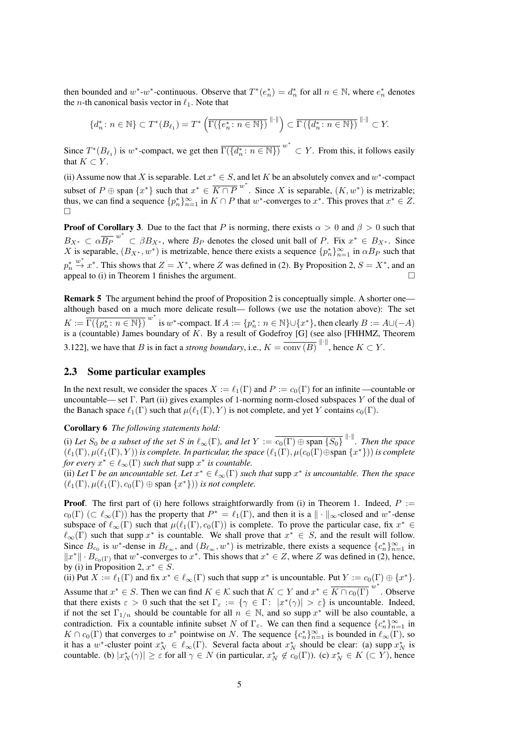then bounded and $w^*$-$w^*$-continuous. Observe that $T^*(e_n^*) = d_n^*$ for all $n \in \mathbb{N}$, where $e_n^*$ denotes the $n$-th canonical basis vector in $\ell_1$. Note that

$$\{d_n^* \colon n \in \mathbb{N}\} \subset T^*(B_{\ell_1}) = T^*\left(\overline{\Gamma(\{e_n^* \colon n \in \mathbb{N}\})}^{\|\cdot\|}\right) \subset \overline{\Gamma(\{d_n^* \colon n \in \mathbb{N}\})}^{\|\cdot\|} \subset Y.$$

Since $T^*(B_{\ell_1})$ is $w^*$-compact, we get then $\overline{\Gamma(\{d_n^* \colon n \in \mathbb{N}\})}^{w^*} \subset Y$. From this, it follows easily that $K \subset Y$.

(ii) Assume now that $X$ is separable. Let $x^* \in S$, and let $K$ be an absolutely convex and $w^*$-compact subset of $P \oplus \text{span}\,\{x^*\}$ such that $x^* \in \overline{K \cap P}^{w^*}$. Since $X$ is separable, $(K, w^*)$ is metrizable; thus, we can find a sequence $\{p_n^*\}_{n=1}^\infty$ in $K \cap P$ that $w^*$-converges to $x^*$. This proves that $x^* \in Z$. $\square$

**Proof of Corollary 3**. Due to the fact that $P$ is norming, there exists $\alpha > 0$ and $\beta > 0$ such that $B_{X^*} \subset \alpha\overline{B_P}^{w^*} \subset \beta B_{X^*}$, where $B_P$ denotes the closed unit ball of $P$. Fix $x^* \in B_{X^*}$. Since $X$ is separable, $(B_{X^*}, w^*)$ is metrizable, hence there exists a sequence $\{p_n^*\}_{n=1}^\infty$ in $\alpha B_P$ such that $p_n^* \overset{w^*}{\to} x^*$. This shows that $Z = X^*$, where $Z$ was defined in (2). By Proposition 2, $S = X^*$, and an appeal to (i) in Theorem 1 finishes the argument. $\square$

**Remark 5** The argument behind the proof of Proposition 2 is conceptually simple. A shorter one— although based on a much more delicate result— follows (we use the notation above): The set $K := \overline{\Gamma(\{p_n^* \colon n \in \mathbb{N}\})}^{w^*}$ is $w^*$-compact. If $A := \{p_n^* \colon n \in \mathbb{N}\} \cup \{x^*\}$, then clearly $B := A \cup (-A)$ is a (countable) James boundary of $K$. By a result of Godefroy [G] (see also [FHHMZ, Theorem 3.122], we have that $B$ is in fact a *strong boundary*, i.e., $K = \overline{\text{conv}\,(B)}^{\|\cdot\|}$, hence $K \subset Y$.

## 2.3 Some particular examples

In the next result, we consider the spaces $X := \ell_1(\Gamma)$ and $P := c_0(\Gamma)$ for an infinite —countable or uncountable— set $\Gamma$. Part (ii) gives examples of 1-norming norm-closed subspaces $Y$ of the dual of the Banach space $\ell_1(\Gamma)$ such that $\mu(\ell_1(\Gamma), Y)$ is not complete, and yet $Y$ contains $c_0(\Gamma)$.

**Corollary 6** *The following statements hold:*

(i) *Let $S_0$ be a subset of the set $S$ in $\ell_\infty(\Gamma)$, and let $Y := \overline{c_0(\Gamma) \oplus \text{span}\,\{S_0\}}^{\|\cdot\|}$. Then the space $(\ell_1(\Gamma), \mu(\ell_1(\Gamma), Y))$ is complete. In particular, the space $(\ell_1(\Gamma), \mu(c_0(\Gamma) \oplus \text{span}\,\{x^*\}))$ is complete for every $x^* \in \ell_\infty(\Gamma)$ such that* supp $x^*$ *is countable.*

(ii) *Let $\Gamma$ be an uncountable set. Let $x^* \in \ell_\infty(\Gamma)$ such that* supp $x^*$ *is uncountable. Then the space $(\ell_1(\Gamma), \mu(\ell_1(\Gamma), c_0(\Gamma) \oplus \text{span}\,\{x^*\}))$ is not complete.*

**Proof**. The first part of (i) here follows straightforwardly from (i) in Theorem 1. Indeed, $P := c_0(\Gamma)$ $(\subset \ell_\infty(\Gamma))$ has the property that $P^* = \ell_1(\Gamma)$, and then it is a $\|\cdot\|_\infty$-closed and $w^*$-dense subspace of $\ell_\infty(\Gamma)$ such that $\mu(\ell_1(\Gamma), c_0(\Gamma))$ is complete. To prove the particular case, fix $x^* \in \ell_\infty(\Gamma)$ such that supp $x^*$ is countable. We shall prove that $x^* \in S$, and the result will follow. Since $B_{c_0}$ is $w^*$-dense in $B_{\ell_\infty}$, and $(B_{\ell_\infty}, w^*)$ is metrizable, there exists a sequence $\{c_n^*\}_{n=1}^\infty$ in $\|x^*\| \cdot B_{c_0(\Gamma)}$ that $w^*$-converges to $x^*$. This shows that $x^* \in Z$, where $Z$ was defined in (2), hence, by (i) in Proposition 2, $x^* \in S$.

(ii) Put $X := \ell_1(\Gamma)$ and fix $x^* \in \ell_\infty(\Gamma)$ such that supp $x^*$ is uncountable. Put $Y := c_0(\Gamma) \oplus \{x^*\}$. Assume that $x^* \in S$. Then we can find $K \in \mathcal{K}$ such that $K \subset Y$ and $x^* \in \overline{K \cap c_0(\Gamma)}^{w^*}$. Observe that there exists $\varepsilon > 0$ such that the set $\Gamma_\varepsilon := \{\gamma \in \Gamma \colon |x^*(\gamma)| > \varepsilon\}$ is uncountable. Indeed, if not the set $\Gamma_{1/n}$ should be countable for all $n \in \mathbb{N}$, and so supp $x^*$ will be also countable, a contradiction. Fix a countable infinite subset $N$ of $\Gamma_\varepsilon$. We can then find a sequence $\{c_n^*\}_{n=1}^\infty$ in $K \cap c_0(\Gamma)$ that converges to $x^*$ pointwise on $N$. The sequence $\{c_n^*\}_{n=1}^\infty$ is bounded in $\ell_\infty(\Gamma)$, so it has a $w^*$-cluster point $x_N^* \in \ell_\infty(\Gamma)$. Several facta about $x_N^*$ should be clear: (a) supp $x_N^*$ is countable. (b) $|x_N^*(\gamma)| \geq \varepsilon$ for all $\gamma \in N$ (in particular, $x_N^* \notin c_0(\Gamma)$). (c) $x_N^* \in K$ $(\subset Y)$, hence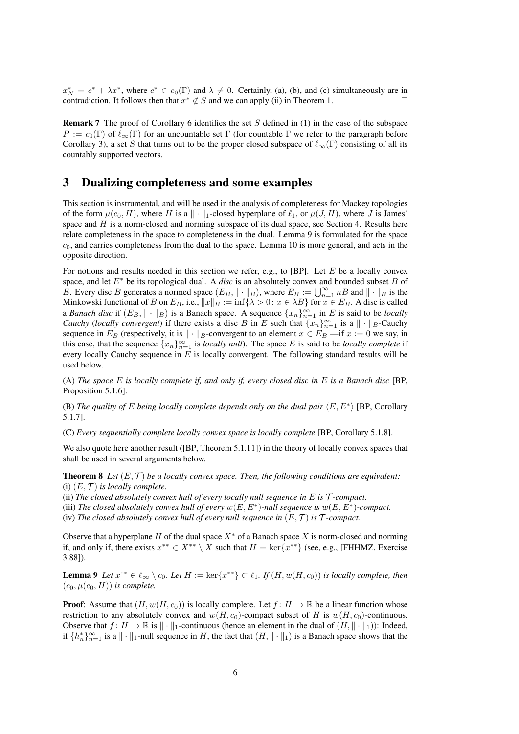$x_N^* = c^* + \lambda x^*$, where $c^* \in c_0(\Gamma)$ and $\lambda \neq 0$. Certainly, (a), (b), and (c) simultaneously are in contradiction. It follows then that $x^* \notin S$ and we can apply (ii) in Theorem 1. $\square$

**Remark 7** The proof of Corollary 6 identifies the set $S$ defined in (1) in the case of the subspace $P := c_0(\Gamma)$ of $\ell_\infty(\Gamma)$ for an uncountable set $\Gamma$ (for countable $\Gamma$ we refer to the paragraph before Corollary 3), a set $S$ that turns out to be the proper closed subspace of $\ell_\infty(\Gamma)$ consisting of all its countably supported vectors.

## 3 Dualizing completeness and some examples

This section is instrumental, and will be used in the analysis of completeness for Mackey topologies of the form $\mu(c_0, H)$, where $H$ is a $\|\cdot\|_1$-closed hyperplane of $\ell_1$, or $\mu(J, H)$, where $J$ is James' space and $H$ is a norm-closed and norming subspace of its dual space, see Section 4. Results here relate completeness in the space to completeness in the dual. Lemma 9 is formulated for the space $c_0$, and carries completeness from the dual to the space. Lemma 10 is more general, and acts in the opposite direction.

For notions and results needed in this section we refer, e.g., to [BP]. Let $E$ be a locally convex space, and let $E^*$ be its topological dual. A *disc* is an absolutely convex and bounded subset $B$ of $E$. Every disc $B$ generates a normed space $(E_B, \|\cdot\|_B)$, where $E_B := \bigcup_{n=1}^\infty nB$ and $\|\cdot\|_B$ is the Minkowski functional of $B$ on $E_B$, i.e., $\|x\|_B := \inf\{\lambda > 0 \colon x \in \lambda B\}$ for $x \in E_B$. A disc is called a *Banach disc* if $(E_B, \|\cdot\|_B)$ is a Banach space. A sequence $\{x_n\}_{n=1}^\infty$ in $E$ is said to be *locally Cauchy* (*locally convergent*) if there exists a disc $B$ in $E$ such that $\{x_n\}_{n=1}^\infty$ is a $\|\cdot\|_B$-Cauchy sequence in $E_B$ (respectively, it is $\|\cdot\|_B$-convergent to an element $x \in E_B$ —if $x := 0$ we say, in this case, that the sequence $\{x_n\}_{n=1}^\infty$ is *locally null*). The space $E$ is said to be *locally complete* if every locally Cauchy sequence in $E$ is locally convergent. The following standard results will be used below.

(A) *The space $E$ is locally complete if, and only if, every closed disc in $E$ is a Banach disc* [BP, Proposition 5.1.6].

(B) *The quality of $E$ being locally complete depends only on the dual pair $\langle E, E^*\rangle$* [BP, Corollary 5.1.7].

(C) *Every sequentially complete locally convex space is locally complete* [BP, Corollary 5.1.8].

We also quote here another result ([BP, Theorem 5.1.11]) in the theory of locally convex spaces that shall be used in several arguments below.

**Theorem 8** *Let $(E, \mathcal{T})$ be a locally convex space. Then, the following conditions are equivalent:*
(i) *$(E, \mathcal{T})$ is locally complete.*
(ii) *The closed absolutely convex hull of every locally null sequence in $E$ is $\mathcal{T}$-compact.*
(iii) *The closed absolutely convex hull of every $w(E, E^*)$-null sequence is $w(E, E^*)$-compact.*
(iv) *The closed absolutely convex hull of every null sequence in $(E, \mathcal{T})$ is $\mathcal{T}$-compact.*

Observe that a hyperplane $H$ of the dual space $X^*$ of a Banach space $X$ is norm-closed and norming if, and only if, there exists $x^{**} \in X^{**} \setminus X$ such that $H = \ker\{x^{**}\}$ (see, e.g., [FHHMZ, Exercise 3.88]).

**Lemma 9** *Let $x^{**} \in \ell_\infty \setminus c_0$. Let $H := \ker\{x^{**}\} \subset \ell_1$. If $(H, w(H, c_0))$ is locally complete, then $(c_0, \mu(c_0, H))$ is complete.*

**Proof**: Assume that $(H, w(H, c_0))$ is locally complete. Let $f \colon H \to \mathbb{R}$ be a linear function whose restriction to any absolutely convex and $w(H, c_0)$-compact subset of $H$ is $w(H, c_0)$-continuous. Observe that $f \colon H \to \mathbb{R}$ is $\|\cdot\|_1$-continuous (hence an element in the dual of $(H, \|\cdot\|_1)$): Indeed, if $\{h_n^*\}_{n=1}^\infty$ is a $\|\cdot\|_1$-null sequence in $H$, the fact that $(H, \|\cdot\|_1)$ is a Banach space shows that the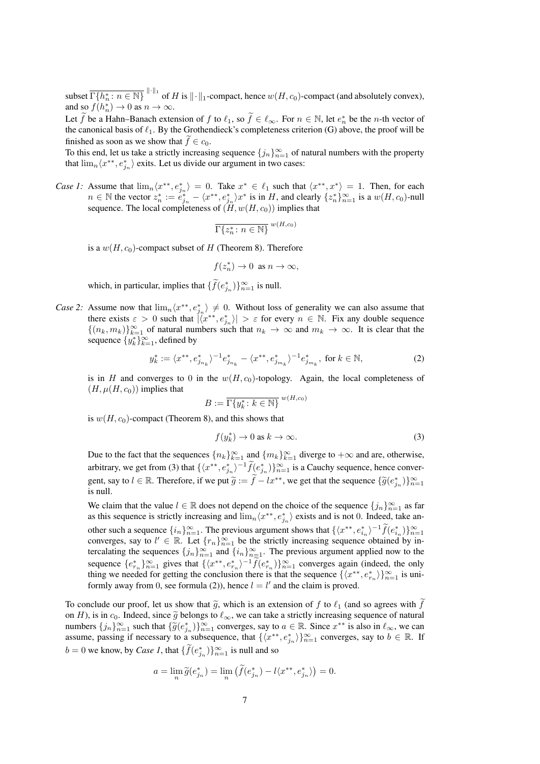subset $\overline{\Gamma\{h_n^*\colon n\in\mathbb{N}\}}^{\|\cdot\|_1}$ of $H$ is $\|\cdot\|_1$-compact, hence $w(H,c_0)$-compact (and absolutely convex), and so $f(h_n^*)\to 0$ as $n\to\infty$.

Let $\widetilde{f}$ be a Hahn–Banach extension of $f$ to $\ell_1$, so $\widetilde{f}\in\ell_\infty$. For $n\in\mathbb{N}$, let $e_n^*$ be the $n$-th vector of the canonical basis of $\ell_1$. By the Grothendieck's completeness criterion (G) above, the proof will be finished as soon as we show that $\widetilde{f}\in c_0$.

To this end, let us take a strictly increasing sequence $\{j_n\}_{n=1}^\infty$ of natural numbers with the property that $\lim_n\langle x^{**},e_{j_n}^*\rangle$ exits. Let us divide our argument in two cases:

*Case 1:* Assume that $\lim_n\langle x^{**},e_{j_n}^*\rangle=0$. Take $x^*\in\ell_1$ such that $\langle x^{**},x^*\rangle=1$. Then, for each $n\in\mathbb{N}$ the vector $z_n^*:=e_{j_n}^*-\langle x^{**},e_{j_n}^*\rangle x^*$ is in $H$, and clearly $\{z_n^*\}_{n=1}^\infty$ is a $w(H,c_0)$-null sequence. The local completeness of $(H,w(H,c_0))$ implies that

$$\overline{\Gamma\{z_n^*\colon n\in\mathbb{N}\}}^{w(H,c_0)}$$

is a $w(H,c_0)$-compact subset of $H$ (Theorem 8). Therefore

$$f(z_n^*)\to 0 \text{ as } n\to\infty,$$

which, in particular, implies that $\{\widetilde{f}(e_{j_n}^*)\}_{n=1}^\infty$ is null.

*Case 2:* Assume now that $\lim_n\langle x^{**},e_{j_n}^*\rangle\neq 0$. Without loss of generality we can also assume that there exists $\varepsilon>0$ such that $|\langle x^{**},e_{j_n}^*\rangle|>\varepsilon$ for every $n\in\mathbb{N}$. Fix any double sequence $\{(n_k,m_k)\}_{k=1}^\infty$ of natural numbers such that $n_k\to\infty$ and $m_k\to\infty$. It is clear that the sequence $\{y_k^*\}_{k=1}^\infty$, defined by

$$y_k^*:=\langle x^{**},e_{j_{n_k}}^*\rangle^{-1}e_{j_{n_k}}^*-\langle x^{**},e_{j_{m_k}}^*\rangle^{-1}e_{j_{m_k}}^*,\ \text{for } k\in\mathbb{N}, \tag{2}$$

is in $H$ and converges to $0$ in the $w(H,c_0)$-topology. Again, the local completeness of $(H,\mu(H,c_0))$ implies that

$$B:=\overline{\Gamma\{y_k^*\colon k\in\mathbb{N}\}}^{w(H,c_0)}$$

is $w(H,c_0)$-compact (Theorem 8), and this shows that

$$f(y_k^*)\to 0 \text{ as } k\to\infty. \tag{3}$$

Due to the fact that the sequences $\{n_k\}_{k=1}^\infty$ and $\{m_k\}_{k=1}^\infty$ diverge to $+\infty$ and are, otherwise, arbitrary, we get from (3) that $\{\langle x^{**},e_{j_n}^*\rangle^{-1}\widetilde{f}(e_{j_n}^*)\}_{n=1}^\infty$ is a Cauchy sequence, hence convergent, say to $l\in\mathbb{R}$. Therefore, if we put $\widetilde{g}:=\widetilde{f}-lx^{**}$, we get that the sequence $\{\widetilde{g}(e_{j_n}^*)\}_{n=1}^\infty$ is null.

We claim that the value $l\in\mathbb{R}$ does not depend on the choice of the sequence $\{j_n\}_{n=1}^\infty$ as far as this sequence is strictly increasing and $\lim_n\langle x^{**},e_{j_n}^*\rangle$ exists and is not 0. Indeed, take another such a sequence $\{i_n\}_{n=1}^\infty$. The previous argument shows that $\{\langle x^{**},e_{i_n}^*\rangle^{-1}\widetilde{f}(e_{i_n}^*)\}_{n=1}^\infty$ converges, say to $l'\in\mathbb{R}$. Let $\{r_n\}_{n=1}^\infty$ be the strictly increasing sequence obtained by intercalating the sequences $\{j_n\}_{n=1}^\infty$ and $\{i_n\}_{n=1}^\infty$. The previous argument applied now to the sequence $\{e_{r_n}^*\}_{n=1}^\infty$ gives that $\{\langle x^{**},e_{r_n}^*\rangle^{-1}\widetilde{f}(e_{r_n}^*)\}_{n=1}^\infty$ converges again (indeed, the only thing we needed for getting the conclusion there is that the sequence $\{\langle x^{**},e_{r_n}^*\rangle\}_{n=1}^\infty$ is uniformly away from 0, see formula (2)), hence $l=l'$ and the claim is proved.

To conclude our proof, let us show that $\widetilde{g}$, which is an extension of $f$ to $\ell_1$ (and so agrees with $\widetilde{f}$ on $H$), is in $c_0$. Indeed, since $\widetilde{g}$ belongs to $\ell_\infty$, we can take a strictly increasing sequence of natural numbers $\{j_n\}_{n=1}^\infty$ such that $\{\widetilde{g}(e_{j_n}^*)\}_{n=1}^\infty$ converges, say to $a\in\mathbb{R}$. Since $x^{**}$ is also in $\ell_\infty$, we can assume, passing if necessary to a subsequence, that $\{\langle x^{**},e_{j_n}^*\rangle\}_{n=1}^\infty$ converges, say to $b\in\mathbb{R}$. If $b=0$ we know, by *Case 1*, that $\{\widetilde{f}(e_{j_n}^*)\}_{n=1}^\infty$ is null and so

$$a=\lim_n\widetilde{g}(e_{j_n}^*)=\lim_n\big(\widetilde{f}(e_{j_n}^*)-l\langle x^{**},e_{j_n}^*\rangle\big)=0.$$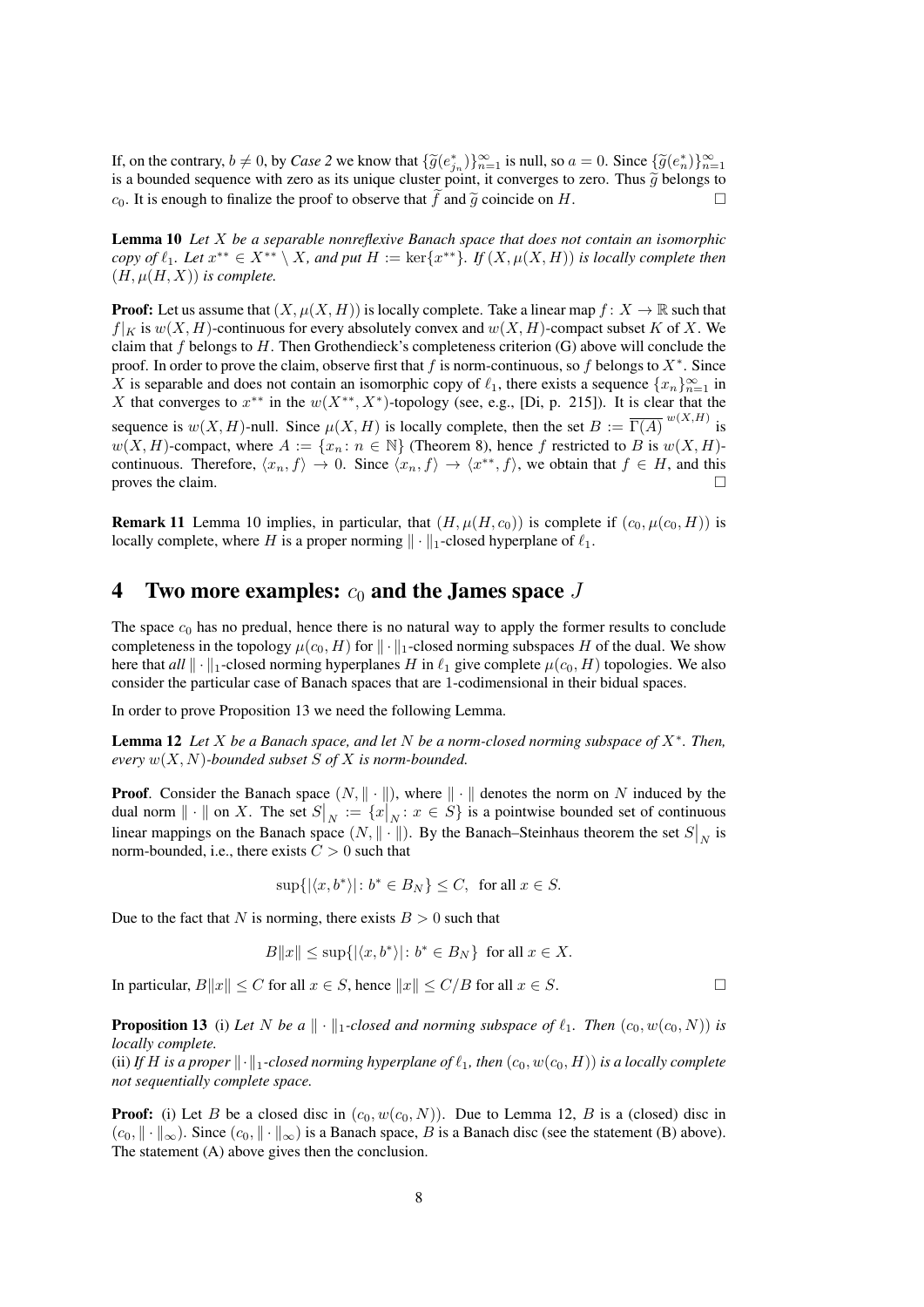If, on the contrary, $b \neq 0$, by *Case 2* we know that $\{\widetilde{g}(e^*_{j_n})\}_{n=1}^\infty$ is null, so $a = 0$. Since $\{\widetilde{g}(e^*_n)\}_{n=1}^\infty$ is a bounded sequence with zero as its unique cluster point, it converges to zero. Thus $\widetilde{g}$ belongs to $c_0$. It is enough to finalize the proof to observe that $\widetilde{f}$ and $\widetilde{g}$ coincide on $H$. □

**Lemma 10** *Let $X$ be a separable nonreflexive Banach space that does not contain an isomorphic copy of $\ell_1$. Let $x^{**} \in X^{**} \setminus X$, and put $H := \ker\{x^{**}\}$. If $(X, \mu(X, H))$ is locally complete then $(H, \mu(H, X))$ is complete.*

**Proof:** Let us assume that $(X, \mu(X, H))$ is locally complete. Take a linear map $f\colon X \to \mathbb{R}$ such that $f|_K$ is $w(X, H)$-continuous for every absolutely convex and $w(X, H)$-compact subset $K$ of $X$. We claim that $f$ belongs to $H$. Then Grothendieck's completeness criterion (G) above will conclude the proof. In order to prove the claim, observe first that $f$ is norm-continuous, so $f$ belongs to $X^*$. Since $X$ is separable and does not contain an isomorphic copy of $\ell_1$, there exists a sequence $\{x_n\}_{n=1}^\infty$ in $X$ that converges to $x^{**}$ in the $w(X^{**}, X^*)$-topology (see, e.g., [Di, p. 215]). It is clear that the sequence is $w(X, H)$-null. Since $\mu(X, H)$ is locally complete, then the set $B := \overline{\Gamma(A)}^{w(X,H)}$ is $w(X, H)$-compact, where $A := \{x_n\colon n \in \mathbb{N}\}$ (Theorem 8), hence $f$ restricted to $B$ is $w(X, H)$-continuous. Therefore, $\langle x_n, f\rangle \to 0$. Since $\langle x_n, f\rangle \to \langle x^{**}, f\rangle$, we obtain that $f \in H$, and this proves the claim. □

**Remark 11** Lemma 10 implies, in particular, that $(H, \mu(H, c_0))$ is complete if $(c_0, \mu(c_0, H))$ is locally complete, where $H$ is a proper norming $\|\cdot\|_1$-closed hyperplane of $\ell_1$.

# 4 Two more examples: $c_0$ and the James space $J$

The space $c_0$ has no predual, hence there is no natural way to apply the former results to conclude completeness in the topology $\mu(c_0, H)$ for $\|\cdot\|_1$-closed norming subspaces $H$ of the dual. We show here that *all* $\|\cdot\|_1$-closed norming hyperplanes $H$ in $\ell_1$ give complete $\mu(c_0, H)$ topologies. We also consider the particular case of Banach spaces that are 1-codimensional in their bidual spaces.

In order to prove Proposition 13 we need the following Lemma.

**Lemma 12** *Let $X$ be a Banach space, and let $N$ be a norm-closed norming subspace of $X^*$. Then, every $w(X, N)$-bounded subset $S$ of $X$ is norm-bounded.*

**Proof**. Consider the Banach space $(N, \|\cdot\|)$, where $\|\cdot\|$ denotes the norm on $N$ induced by the dual norm $\|\cdot\|$ on $X$. The set $S\big|_N := \{x\big|_N\colon x \in S\}$ is a pointwise bounded set of continuous linear mappings on the Banach space $(N, \|\cdot\|)$. By the Banach–Steinhaus theorem the set $S\big|_N$ is norm-bounded, i.e., there exists $C > 0$ such that

$$\sup\{|\langle x, b^*\rangle|\colon b^* \in B_N\} \leq C, \;\; \text{for all } x \in S.$$

Due to the fact that $N$ is norming, there exists $B > 0$ such that

$$B\|x\| \leq \sup\{|\langle x, b^*\rangle|\colon b^* \in B_N\} \;\text{ for all } x \in X.$$

In particular, $B\|x\| \leq C$ for all $x \in S$, hence $\|x\| \leq C/B$ for all $x \in S$. □

**Proposition 13** (i) *Let $N$ be a $\|\cdot\|_1$-closed and norming subspace of $\ell_1$. Then $(c_0, w(c_0, N))$ is locally complete.*
(ii) *If $H$ is a proper $\|\cdot\|_1$-closed norming hyperplane of $\ell_1$, then $(c_0, w(c_0, H))$ is a locally complete not sequentially complete space.*

**Proof:** (i) Let $B$ be a closed disc in $(c_0, w(c_0, N))$. Due to Lemma 12, $B$ is a (closed) disc in $(c_0, \|\cdot\|_\infty)$. Since $(c_0, \|\cdot\|_\infty)$ is a Banach space, $B$ is a Banach disc (see the statement (B) above). The statement (A) above gives then the conclusion.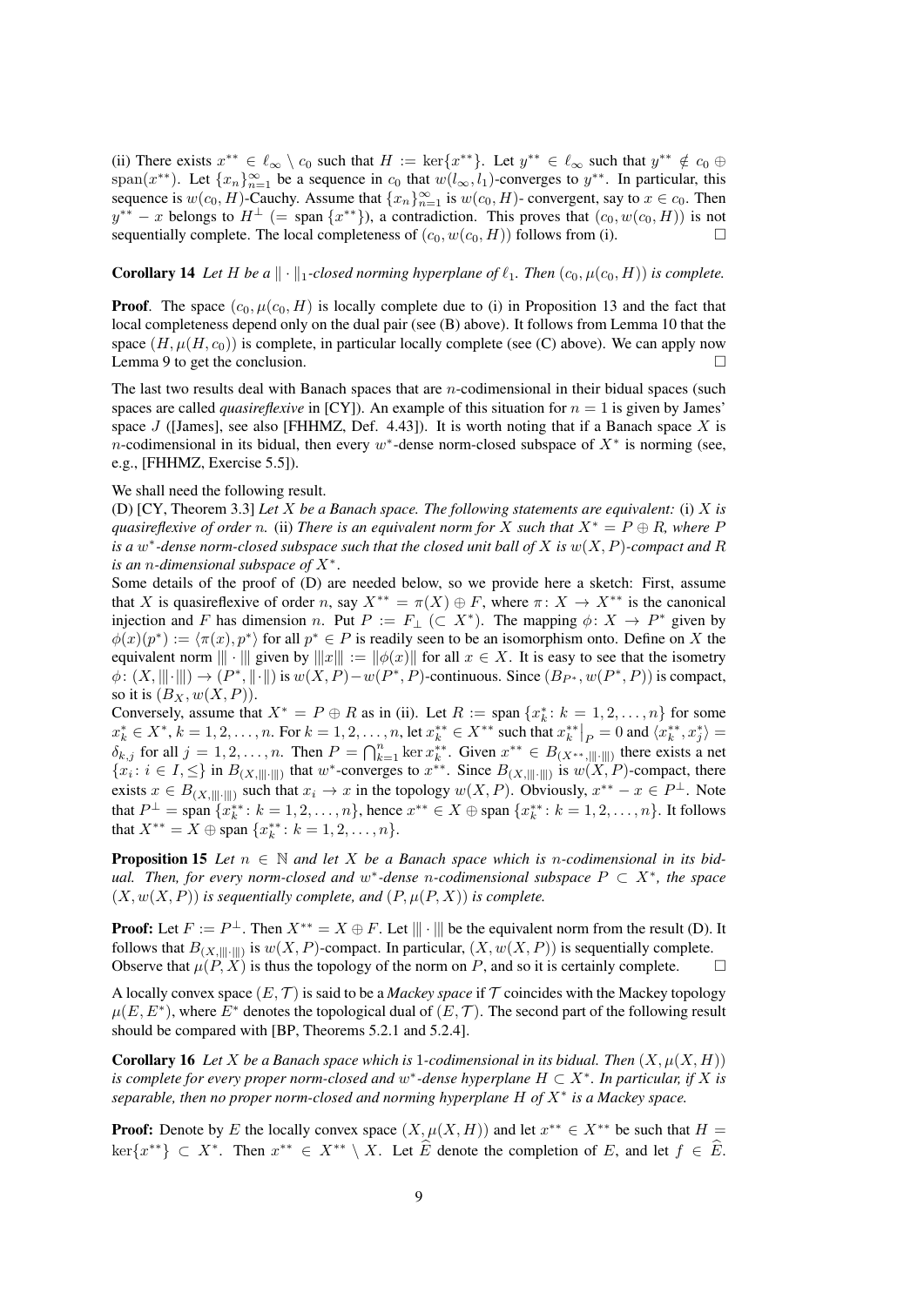(ii) There exists $x^{**} \in \ell_\infty \setminus c_0$ such that $H := \ker\{x^{**}\}$. Let $y^{**} \in \ell_\infty$ such that $y^{**} \notin c_0 \oplus \mathrm{span}(x^{**})$. Let $\{x_n\}_{n=1}^\infty$ be a sequence in $c_0$ that $w(l_\infty, l_1)$-converges to $y^{**}$. In particular, this sequence is $w(c_0, H)$-Cauchy. Assume that $\{x_n\}_{n=1}^\infty$ is $w(c_0, H)$- convergent, say to $x \in c_0$. Then $y^{**} - x$ belongs to $H^\perp$ ($=$ span $\{x^{**}\}$), a contradiction. This proves that $(c_0, w(c_0, H))$ is not sequentially complete. The local completeness of $(c_0, w(c_0, H))$ follows from (i). $\square$

**Corollary 14** *Let $H$ be a $\|\cdot\|_1$-closed norming hyperplane of $\ell_1$. Then $(c_0, \mu(c_0, H))$ is complete.*

**Proof**. The space $(c_0, \mu(c_0, H)$ is locally complete due to (i) in Proposition 13 and the fact that local completeness depend only on the dual pair (see (B) above). It follows from Lemma 10 that the space $(H, \mu(H, c_0))$ is complete, in particular locally complete (see (C) above). We can apply now Lemma 9 to get the conclusion. $\square$

The last two results deal with Banach spaces that are $n$-codimensional in their bidual spaces (such spaces are called *quasireflexive* in [CY]). An example of this situation for $n = 1$ is given by James' space $J$ ([James], see also [FHHMZ, Def. 4.43]). It is worth noting that if a Banach space $X$ is $n$-codimensional in its bidual, then every $w^*$-dense norm-closed subspace of $X^*$ is norming (see, e.g., [FHHMZ, Exercise 5.5]).

We shall need the following result.

(D) [CY, Theorem 3.3] *Let $X$ be a Banach space. The following statements are equivalent:* (i) *$X$ is quasireflexive of order $n$.* (ii) *There is an equivalent norm for $X$ such that $X^* = P \oplus R$, where $P$ is a $w^*$-dense norm-closed subspace such that the closed unit ball of $X$ is $w(X, P)$-compact and $R$ is an $n$-dimensional subspace of $X^*$.*

Some details of the proof of (D) are needed below, so we provide here a sketch: First, assume that $X$ is quasireflexive of order $n$, say $X^{**} = \pi(X) \oplus F$, where $\pi\colon X \to X^{**}$ is the canonical injection and $F$ has dimension $n$. Put $P := F_\perp$ $(\subset X^*)$. The mapping $\phi\colon X \to P^*$ given by $\phi(x)(p^*) := \langle \pi(x), p^* \rangle$ for all $p^* \in P$ is readily seen to be an isomorphism onto. Define on $X$ the equivalent norm $|||\cdot|||$ given by $|||x||| := \|\phi(x)\|$ for all $x \in X$. It is easy to see that the isometry $\phi\colon (X, |||\cdot|||) \to (P^*, \|\cdot\|)$ is $w(X, P) - w(P^*, P)$-continuous. Since $(B_{P^*}, w(P^*, P))$ is compact, so it is $(B_X, w(X, P))$.

Conversely, assume that $X^* = P \oplus R$ as in (ii). Let $R := \mathrm{span}\,\{x_k^*\colon k = 1, 2, \ldots, n\}$ for some $x_k^* \in X^*$, $k = 1, 2, \ldots, n$. For $k = 1, 2, \ldots, n$, let $x_k^{**} \in X^{**}$ such that $x_k^{**}\big|_P = 0$ and $\langle x_k^{**}, x_j^* \rangle = \delta_{k,j}$ for all $j = 1, 2, \ldots, n$. Then $P = \bigcap_{k=1}^n \ker x_k^{**}$. Given $x^{**} \in B_{(X^{**}, |||\cdot|||)}$ there exists a net $\{x_i\colon i \in I, \leq\}$ in $B_{(X, |||\cdot|||)}$ that $w^*$-converges to $x^{**}$. Since $B_{(X, |||\cdot|||)}$ is $w(X, P)$-compact, there exists $x \in B_{(X, |||\cdot|||)}$ such that $x_i \to x$ in the topology $w(X, P)$. Obviously, $x^{**} - x \in P^\perp$. Note that $P^\perp = \mathrm{span}\,\{x_k^{**}\colon k = 1, 2, \ldots, n\}$, hence $x^{**} \in X \oplus \mathrm{span}\,\{x_k^{**}\colon k = 1, 2, \ldots, n\}$. It follows that $X^{**} = X \oplus \mathrm{span}\,\{x_k^{**}\colon k = 1, 2, \ldots, n\}$.

**Proposition 15** *Let $n \in \mathbb{N}$ and let $X$ be a Banach space which is $n$-codimensional in its bidual. Then, for every norm-closed and $w^*$-dense $n$-codimensional subspace $P \subset X^*$, the space $(X, w(X, P))$ is sequentially complete, and $(P, \mu(P, X))$ is complete.*

**Proof:** Let $F := P^\perp$. Then $X^{**} = X \oplus F$. Let $|||\cdot|||$ be the equivalent norm from the result (D). It follows that $B_{(X, |||\cdot|||)}$ is $w(X, P)$-compact. In particular, $(X, w(X, P))$ is sequentially complete. Observe that $\mu(P, X)$ is thus the topology of the norm on $P$, and so it is certainly complete. $\square$

A locally convex space $(E, \mathcal{T})$ is said to be a *Mackey space* if $\mathcal{T}$ coincides with the Mackey topology $\mu(E, E^*)$, where $E^*$ denotes the topological dual of $(E, \mathcal{T})$. The second part of the following result should be compared with [BP, Theorems 5.2.1 and 5.2.4].

**Corollary 16** *Let $X$ be a Banach space which is $1$-codimensional in its bidual. Then $(X, \mu(X, H))$ is complete for every proper norm-closed and $w^*$-dense hyperplane $H \subset X^*$. In particular, if $X$ is separable, then no proper norm-closed and norming hyperplane $H$ of $X^*$ is a Mackey space.*

**Proof:** Denote by $E$ the locally convex space $(X, \mu(X, H))$ and let $x^{**} \in X^{**}$ be such that $H = \ker\{x^{**}\} \subset X^*$. Then $x^{**} \in X^{**} \setminus X$. Let $\widehat{E}$ denote the completion of $E$, and let $f \in \widehat{E}$.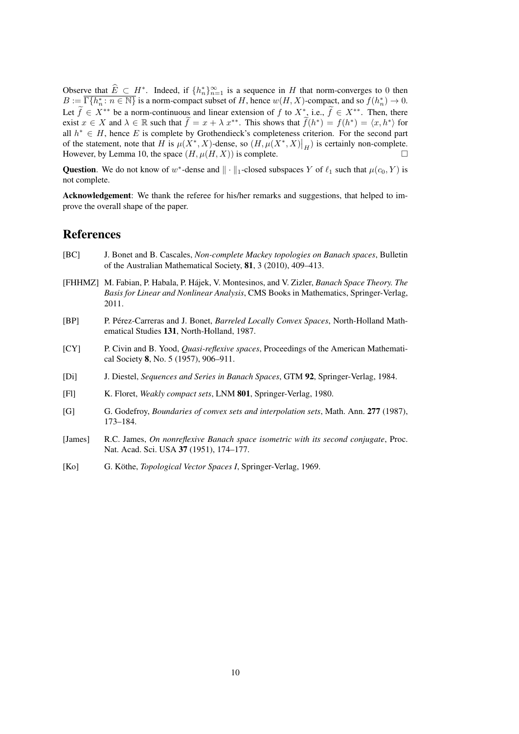Observe that $\widehat{E} \subset H^*$. Indeed, if $\{h_n^*\}_{n=1}^{\infty}$ is a sequence in $H$ that norm-converges to 0 then $B := \overline{\Gamma\{h_n^* : n \in \mathbb{N}\}}$ is a norm-compact subset of $H$, hence $w(H, X)$-compact, and so $f(h_n^*) \to 0$. Let $\widetilde{f} \in X^{**}$ be a norm-continuous and linear extension of $f$ to $X^*$, i.e., $\widetilde{f} \in X^{**}$. Then, there exist $x \in X$ and $\lambda \in \mathbb{R}$ such that $\widetilde{f} = x + \lambda\, x^{**}$. This shows that $\widetilde{f}(h^*) = f(h^*) = \langle x, h^* \rangle$ for all $h^* \in H$, hence $E$ is complete by Grothendieck's completeness criterion. For the second part of the statement, note that $H$ is $\mu(X^*, X)$-dense, so $(H, \mu(X^*, X)\big|_H)$ is certainly non-complete. However, by Lemma 10, the space $(H, \mu(H, X))$ is complete. $\square$

**Question**. We do not know of $w^*$-dense and $\|\cdot\|_1$-closed subspaces $Y$ of $\ell_1$ such that $\mu(c_0, Y)$ is not complete.

**Acknowledgement**: We thank the referee for his/her remarks and suggestions, that helped to improve the overall shape of the paper.

# References

[BC] J. Bonet and B. Cascales, *Non-complete Mackey topologies on Banach spaces*, Bulletin of the Australian Mathematical Society, **81**, 3 (2010), 409–413.

[FHHMZ] M. Fabian, P. Habala, P. Hájek, V. Montesinos, and V. Zizler, *Banach Space Theory. The Basis for Linear and Nonlinear Analysis*, CMS Books in Mathematics, Springer-Verlag, 2011.

[BP] P. Pérez-Carreras and J. Bonet, *Barreled Locally Convex Spaces*, North-Holland Mathematical Studies **131**, North-Holland, 1987.

[CY] P. Civin and B. Yood, *Quasi-reflexive spaces*, Proceedings of the American Mathematical Society **8**, No. 5 (1957), 906–911.

[Di] J. Diestel, *Sequences and Series in Banach Spaces*, GTM **92**, Springer-Verlag, 1984.

[Fl] K. Floret, *Weakly compact sets*, LNM **801**, Springer-Verlag, 1980.

[G] G. Godefroy, *Boundaries of convex sets and interpolation sets*, Math. Ann. **277** (1987), 173–184.

[James] R.C. James, *On nonreflexive Banach space isometric with its second conjugate*, Proc. Nat. Acad. Sci. USA **37** (1951), 174–177.

[Ko] G. Köthe, *Topological Vector Spaces I*, Springer-Verlag, 1969.